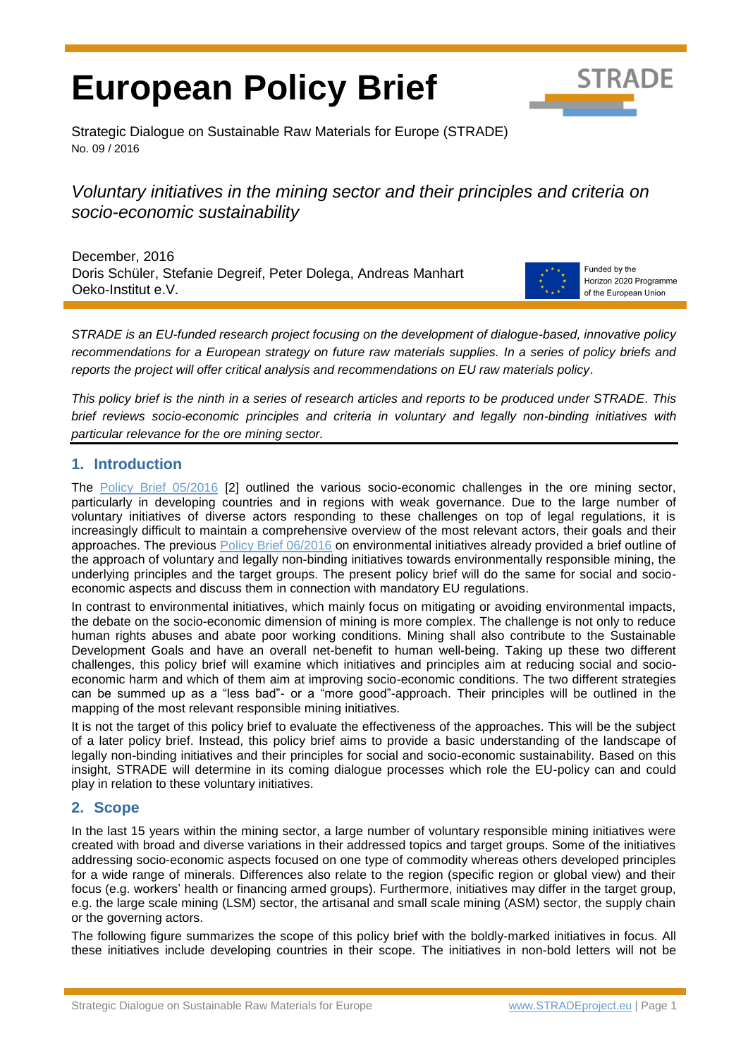# European Policy Brief

Strategic Dialogue on Sustainable Raw Materials for Europe (STRADE)
No. 09 / 2016

*Voluntary initiatives in the mining sector and their principles and criteria on socio-economic sustainability*

December, 2016
Doris Schüler, Stefanie Degreif, Peter Dolega, Andreas Manhart
Oeko-Institut e.V.

Funded by the Horizon 2020 Programme of the European Union

*STRADE is an EU-funded research project focusing on the development of dialogue-based, innovative policy recommendations for a European strategy on future raw materials supplies. In a series of policy briefs and reports the project will offer critical analysis and recommendations on EU raw materials policy.*

*This policy brief is the ninth in a series of research articles and reports to be produced under STRADE. This brief reviews socio-economic principles and criteria in voluntary and legally non-binding initiatives with particular relevance for the ore mining sector.*

## 1. Introduction

The Policy Brief 05/2016 [2] outlined the various socio-economic challenges in the ore mining sector, particularly in developing countries and in regions with weak governance. Due to the large number of voluntary initiatives of diverse actors responding to these challenges on top of legal regulations, it is increasingly difficult to maintain a comprehensive overview of the most relevant actors, their goals and their approaches. The previous Policy Brief 06/2016 on environmental initiatives already provided a brief outline of the approach of voluntary and legally non-binding initiatives towards environmentally responsible mining, the underlying principles and the target groups. The present policy brief will do the same for social and socio-economic aspects and discuss them in connection with mandatory EU regulations.

In contrast to environmental initiatives, which mainly focus on mitigating or avoiding environmental impacts, the debate on the socio-economic dimension of mining is more complex. The challenge is not only to reduce human rights abuses and abate poor working conditions. Mining shall also contribute to the Sustainable Development Goals and have an overall net-benefit to human well-being. Taking up these two different challenges, this policy brief will examine which initiatives and principles aim at reducing social and socio-economic harm and which of them aim at improving socio-economic conditions. The two different strategies can be summed up as a "less bad"- or a "more good"-approach. Their principles will be outlined in the mapping of the most relevant responsible mining initiatives.

It is not the target of this policy brief to evaluate the effectiveness of the approaches. This will be the subject of a later policy brief. Instead, this policy brief aims to provide a basic understanding of the landscape of legally non-binding initiatives and their principles for social and socio-economic sustainability. Based on this insight, STRADE will determine in its coming dialogue processes which role the EU-policy can and could play in relation to these voluntary initiatives.

## 2. Scope

In the last 15 years within the mining sector, a large number of voluntary responsible mining initiatives were created with broad and diverse variations in their addressed topics and target groups. Some of the initiatives addressing socio-economic aspects focused on one type of commodity whereas others developed principles for a wide range of minerals. Differences also relate to the region (specific region or global view) and their focus (e.g. workers' health or financing armed groups). Furthermore, initiatives may differ in the target group, e.g. the large scale mining (LSM) sector, the artisanal and small scale mining (ASM) sector, the supply chain or the governing actors.

The following figure summarizes the scope of this policy brief with the boldly-marked initiatives in focus. All these initiatives include developing countries in their scope. The initiatives in non-bold letters will not be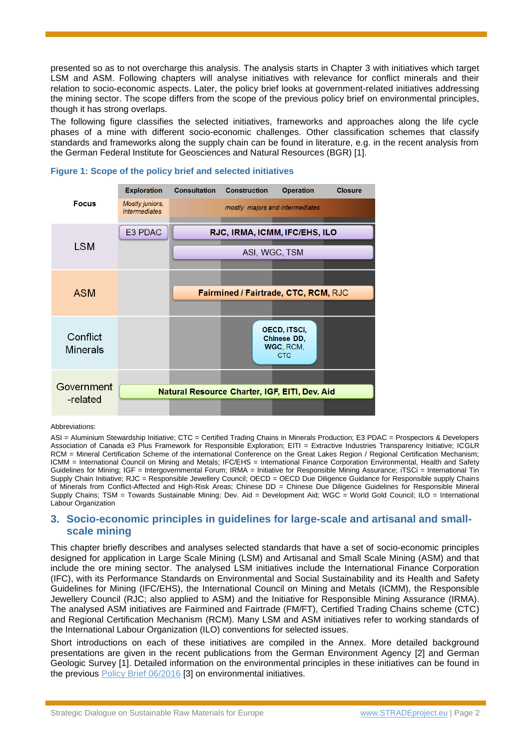presented so as to not overcharge this analysis. The analysis starts in Chapter 3 with initiatives which target LSM and ASM. Following chapters will analyse initiatives with relevance for conflict minerals and their relation to socio-economic aspects. Later, the policy brief looks at government-related initiatives addressing the mining sector. The scope differs from the scope of the previous policy brief on environmental principles, though it has strong overlaps.

The following figure classifies the selected initiatives, frameworks and approaches along the life cycle phases of a mine with different socio-economic challenges. Other classification schemes that classify standards and frameworks along the supply chain can be found in literature, e.g. in the recent analysis from the German Federal Institute for Geosciences and Natural Resources (BGR) [1].

**Figure 1: Scope of the policy brief and selected initiatives**

| | Exploration | Consultation | Construction | Operation | Closure |
|---|---|---|---|---|---|
| **Focus** | *Mostly juniors, intermediates* | *mostly majors and intermediates* | | | |
| LSM | E3 PDAC | **RJC, IRMA, ICMM, IFC/EHS, ILO** | | | |
| | | ASI, WGC, TSM | | | |
| ASM | | **Fairmined / Fairtrade, CTC, RCM,** RJC | | | |
| Conflict Minerals | | | **OECD, iTSCi, Chinese DD, WGC,** RCM, CTC | | |
| Government-related | **Natural Resource Charter, IGF, EITI, Dev. Aid** | | | | |

Abbreviations:

ASI = Aluminium Stewardship Initiative; CTC = Certified Trading Chains in Minerals Production; E3 PDAC = Prospectors & Developers Association of Canada e3 Plus Framework for Responsible Exploration; EITI = Extractive Industries Transparency Initiative; ICGLR RCM = Mineral Certification Scheme of the international Conference on the Great Lakes Region / Regional Certification Mechanism; ICMM = International Council on Mining and Metals; IFC/EHS = International Finance Corporation Environmental, Health and Safety Guidelines for Mining; IGF = Intergovernmental Forum; IRMA = Initiative for Responsible Mining Assurance; iTSCi = International Tin Supply Chain Initiative; RJC = Responsible Jewellery Council; OECD = OECD Due Diligence Guidance for Responsible supply Chains of Minerals from Conflict-Affected and High-Risk Areas; Chinese DD = Chinese Due Diligence Guidelines for Responsible Mineral Supply Chains; TSM = Towards Sustainable Mining; Dev. Aid = Development Aid; WGC = World Gold Council; ILO = International Labour Organization

## 3. Socio-economic principles in guidelines for large-scale and artisanal and small-scale mining

This chapter briefly describes and analyses selected standards that have a set of socio-economic principles designed for application in Large Scale Mining (LSM) and Artisanal and Small Scale Mining (ASM) and that include the ore mining sector. The analysed LSM initiatives include the International Finance Corporation (IFC), with its Performance Standards on Environmental and Social Sustainability and its Health and Safety Guidelines for Mining (IFC/EHS), the International Council on Mining and Metals (ICMM), the Responsible Jewellery Council (RJC; also applied to ASM) and the Initiative for Responsible Mining Assurance (IRMA). The analysed ASM initiatives are Fairmined and Fairtrade (FM/FT), Certified Trading Chains scheme (CTC) and Regional Certification Mechanism (RCM). Many LSM and ASM initiatives refer to working standards of the International Labour Organization (ILO) conventions for selected issues.

Short introductions on each of these initiatives are compiled in the Annex. More detailed background presentations are given in the recent publications from the German Environment Agency [2] and German Geologic Survey [1]. Detailed information on the environmental principles in these initiatives can be found in the previous Policy Brief 06/2016 [3] on environmental initiatives.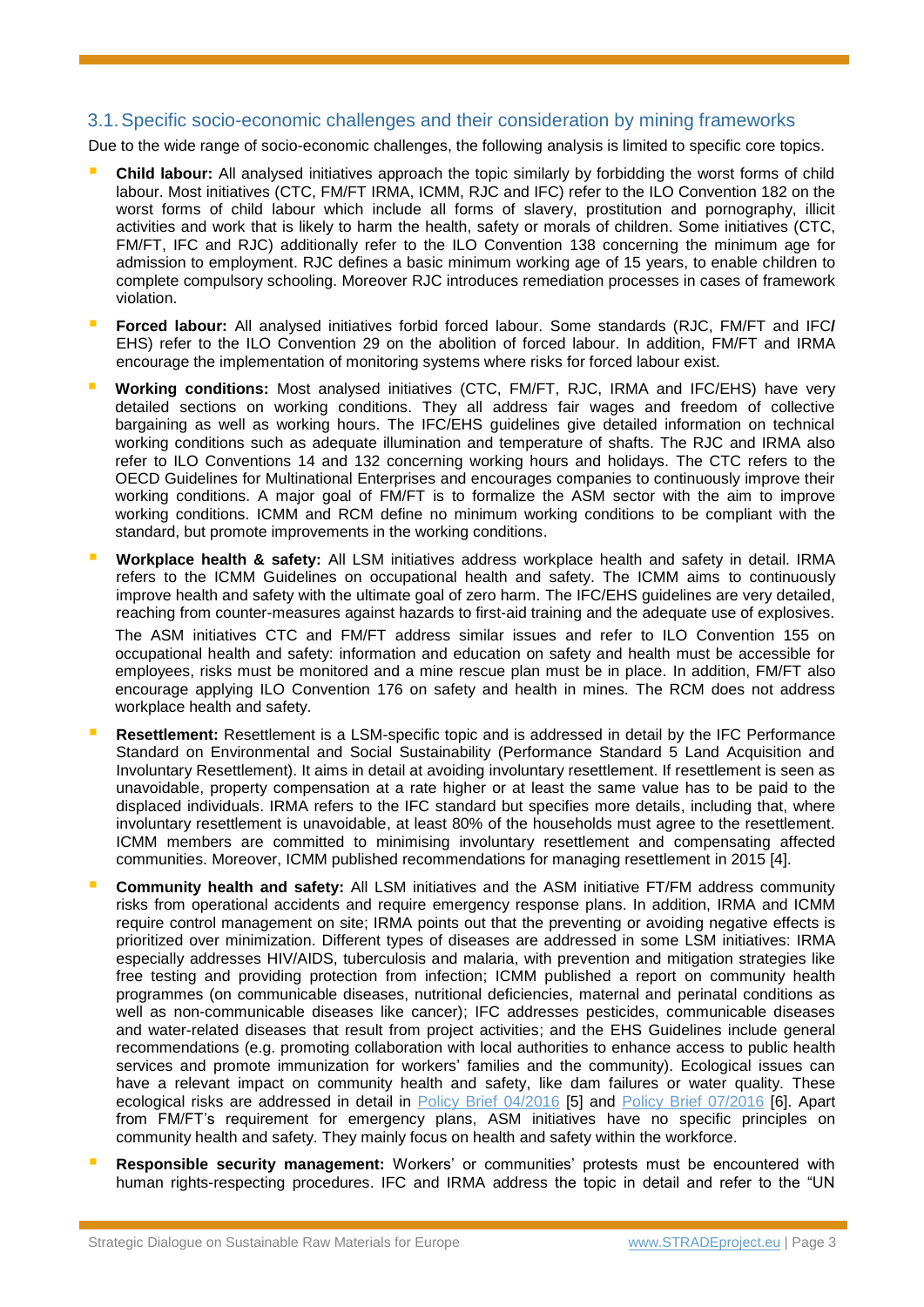## 3.1. Specific socio-economic challenges and their consideration by mining frameworks

Due to the wide range of socio-economic challenges, the following analysis is limited to specific core topics.

- **Child labour:** All analysed initiatives approach the topic similarly by forbidding the worst forms of child labour. Most initiatives (CTC, FM/FT IRMA, ICMM, RJC and IFC) refer to the ILO Convention 182 on the worst forms of child labour which include all forms of slavery, prostitution and pornography, illicit activities and work that is likely to harm the health, safety or morals of children. Some initiatives (CTC, FM/FT, IFC and RJC) additionally refer to the ILO Convention 138 concerning the minimum age for admission to employment. RJC defines a basic minimum working age of 15 years, to enable children to complete compulsory schooling. Moreover RJC introduces remediation processes in cases of framework violation.
- **Forced labour:** All analysed initiatives forbid forced labour. Some standards (RJC, FM/FT and IFC/EHS) refer to the ILO Convention 29 on the abolition of forced labour. In addition, FM/FT and IRMA encourage the implementation of monitoring systems where risks for forced labour exist.
- **Working conditions:** Most analysed initiatives (CTC, FM/FT, RJC, IRMA and IFC/EHS) have very detailed sections on working conditions. They all address fair wages and freedom of collective bargaining as well as working hours. The IFC/EHS guidelines give detailed information on technical working conditions such as adequate illumination and temperature of shafts. The RJC and IRMA also refer to ILO Conventions 14 and 132 concerning working hours and holidays. The CTC refers to the OECD Guidelines for Multinational Enterprises and encourages companies to continuously improve their working conditions. A major goal of FM/FT is to formalize the ASM sector with the aim to improve working conditions. ICMM and RCM define no minimum working conditions to be compliant with the standard, but promote improvements in the working conditions.
- **Workplace health & safety:** All LSM initiatives address workplace health and safety in detail. IRMA refers to the ICMM Guidelines on occupational health and safety. The ICMM aims to continuously improve health and safety with the ultimate goal of zero harm. The IFC/EHS guidelines are very detailed, reaching from counter-measures against hazards to first-aid training and the adequate use of explosives.

  The ASM initiatives CTC and FM/FT address similar issues and refer to ILO Convention 155 on occupational health and safety: information and education on safety and health must be accessible for employees, risks must be monitored and a mine rescue plan must be in place. In addition, FM/FT also encourage applying ILO Convention 176 on safety and health in mines. The RCM does not address workplace health and safety.
- **Resettlement:** Resettlement is a LSM-specific topic and is addressed in detail by the IFC Performance Standard on Environmental and Social Sustainability (Performance Standard 5 Land Acquisition and Involuntary Resettlement). It aims in detail at avoiding involuntary resettlement. If resettlement is seen as unavoidable, property compensation at a rate higher or at least the same value has to be paid to the displaced individuals. IRMA refers to the IFC standard but specifies more details, including that, where involuntary resettlement is unavoidable, at least 80% of the households must agree to the resettlement. ICMM members are committed to minimising involuntary resettlement and compensating affected communities. Moreover, ICMM published recommendations for managing resettlement in 2015 [4].
- **Community health and safety:** All LSM initiatives and the ASM initiative FT/FM address community risks from operational accidents and require emergency response plans. In addition, IRMA and ICMM require control management on site; IRMA points out that the preventing or avoiding negative effects is prioritized over minimization. Different types of diseases are addressed in some LSM initiatives: IRMA especially addresses HIV/AIDS, tuberculosis and malaria, with prevention and mitigation strategies like free testing and providing protection from infection; ICMM published a report on community health programmes (on communicable diseases, nutritional deficiencies, maternal and perinatal conditions as well as non-communicable diseases like cancer); IFC addresses pesticides, communicable diseases and water-related diseases that result from project activities; and the EHS Guidelines include general recommendations (e.g. promoting collaboration with local authorities to enhance access to public health services and promote immunization for workers' families and the community). Ecological issues can have a relevant impact on community health and safety, like dam failures or water quality. These ecological risks are addressed in detail in Policy Brief 04/2016 [5] and Policy Brief 07/2016 [6]. Apart from FM/FT's requirement for emergency plans, ASM initiatives have no specific principles on community health and safety. They mainly focus on health and safety within the workforce.
- **Responsible security management:** Workers' or communities' protests must be encountered with human rights-respecting procedures. IFC and IRMA address the topic in detail and refer to the "UN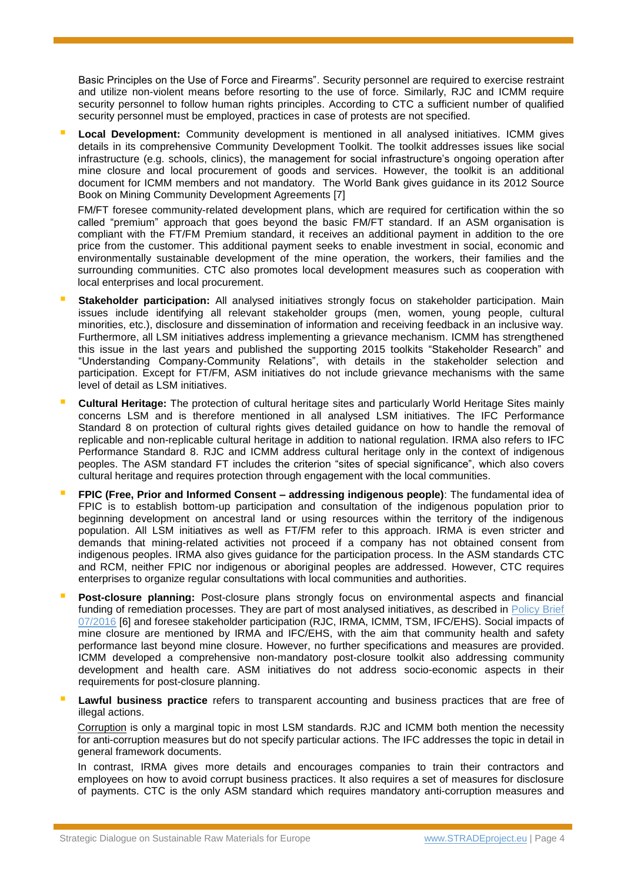Basic Principles on the Use of Force and Firearms". Security personnel are required to exercise restraint and utilize non-violent means before resorting to the use of force. Similarly, RJC and ICMM require security personnel to follow human rights principles. According to CTC a sufficient number of qualified security personnel must be employed, practices in case of protests are not specified.

- **Local Development:** Community development is mentioned in all analysed initiatives. ICMM gives details in its comprehensive Community Development Toolkit. The toolkit addresses issues like social infrastructure (e.g. schools, clinics), the management for social infrastructure's ongoing operation after mine closure and local procurement of goods and services. However, the toolkit is an additional document for ICMM members and not mandatory. The World Bank gives guidance in its 2012 Source Book on Mining Community Development Agreements [7]

  FM/FT foresee community-related development plans, which are required for certification within the so called "premium" approach that goes beyond the basic FM/FT standard. If an ASM organisation is compliant with the FT/FM Premium standard, it receives an additional payment in addition to the ore price from the customer. This additional payment seeks to enable investment in social, economic and environmentally sustainable development of the mine operation, the workers, their families and the surrounding communities. CTC also promotes local development measures such as cooperation with local enterprises and local procurement.

- **Stakeholder participation:** All analysed initiatives strongly focus on stakeholder participation. Main issues include identifying all relevant stakeholder groups (men, women, young people, cultural minorities, etc.), disclosure and dissemination of information and receiving feedback in an inclusive way. Furthermore, all LSM initiatives address implementing a grievance mechanism. ICMM has strengthened this issue in the last years and published the supporting 2015 toolkits "Stakeholder Research" and "Understanding Company-Community Relations", with details in the stakeholder selection and participation. Except for FT/FM, ASM initiatives do not include grievance mechanisms with the same level of detail as LSM initiatives.

- **Cultural Heritage:** The protection of cultural heritage sites and particularly World Heritage Sites mainly concerns LSM and is therefore mentioned in all analysed LSM initiatives. The IFC Performance Standard 8 on protection of cultural rights gives detailed guidance on how to handle the removal of replicable and non-replicable cultural heritage in addition to national regulation. IRMA also refers to IFC Performance Standard 8. RJC and ICMM address cultural heritage only in the context of indigenous peoples. The ASM standard FT includes the criterion "sites of special significance", which also covers cultural heritage and requires protection through engagement with the local communities.

- **FPIC (Free, Prior and Informed Consent – addressing indigenous people)**: The fundamental idea of FPIC is to establish bottom-up participation and consultation of the indigenous population prior to beginning development on ancestral land or using resources within the territory of the indigenous population. All LSM initiatives as well as FT/FM refer to this approach. IRMA is even stricter and demands that mining-related activities not proceed if a company has not obtained consent from indigenous peoples. IRMA also gives guidance for the participation process. In the ASM standards CTC and RCM, neither FPIC nor indigenous or aboriginal peoples are addressed. However, CTC requires enterprises to organize regular consultations with local communities and authorities.

- **Post-closure planning:** Post-closure plans strongly focus on environmental aspects and financial funding of remediation processes. They are part of most analysed initiatives, as described in Policy Brief 07/2016 [6] and foresee stakeholder participation (RJC, IRMA, ICMM, TSM, IFC/EHS). Social impacts of mine closure are mentioned by IRMA and IFC/EHS, with the aim that community health and safety performance last beyond mine closure. However, no further specifications and measures are provided. ICMM developed a comprehensive non-mandatory post-closure toolkit also addressing community development and health care. ASM initiatives do not address socio-economic aspects in their requirements for post-closure planning.

- **Lawful business practice** refers to transparent accounting and business practices that are free of illegal actions.

  Corruption is only a marginal topic in most LSM standards. RJC and ICMM both mention the necessity for anti-corruption measures but do not specify particular actions. The IFC addresses the topic in detail in general framework documents.

  In contrast, IRMA gives more details and encourages companies to train their contractors and employees on how to avoid corrupt business practices. It also requires a set of measures for disclosure of payments. CTC is the only ASM standard which requires mandatory anti-corruption measures and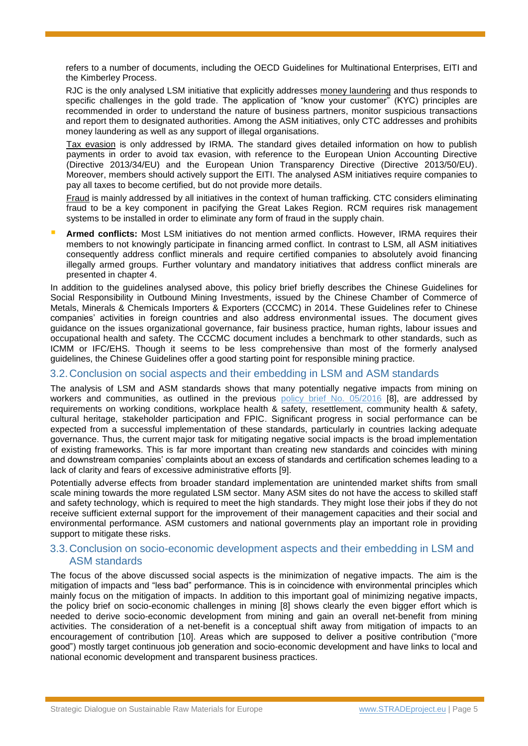refers to a number of documents, including the OECD Guidelines for Multinational Enterprises, EITI and the Kimberley Process.

RJC is the only analysed LSM initiative that explicitly addresses money laundering and thus responds to specific challenges in the gold trade. The application of "know your customer" (KYC) principles are recommended in order to understand the nature of business partners, monitor suspicious transactions and report them to designated authorities. Among the ASM initiatives, only CTC addresses and prohibits money laundering as well as any support of illegal organisations.

Tax evasion is only addressed by IRMA. The standard gives detailed information on how to publish payments in order to avoid tax evasion, with reference to the European Union Accounting Directive (Directive 2013/34/EU) and the European Union Transparency Directive (Directive 2013/50/EU). Moreover, members should actively support the EITI. The analysed ASM initiatives require companies to pay all taxes to become certified, but do not provide more details.

Fraud is mainly addressed by all initiatives in the context of human trafficking. CTC considers eliminating fraud to be a key component in pacifying the Great Lakes Region. RCM requires risk management systems to be installed in order to eliminate any form of fraud in the supply chain.

- **Armed conflicts:** Most LSM initiatives do not mention armed conflicts. However, IRMA requires their members to not knowingly participate in financing armed conflict. In contrast to LSM, all ASM initiatives consequently address conflict minerals and require certified companies to absolutely avoid financing illegally armed groups. Further voluntary and mandatory initiatives that address conflict minerals are presented in chapter 4.

In addition to the guidelines analysed above, this policy brief briefly describes the Chinese Guidelines for Social Responsibility in Outbound Mining Investments, issued by the Chinese Chamber of Commerce of Metals, Minerals & Chemicals Importers & Exporters (CCCMC) in 2014. These Guidelines refer to Chinese companies' activities in foreign countries and also address environmental issues. The document gives guidance on the issues organizational governance, fair business practice, human rights, labour issues and occupational health and safety. The CCCMC document includes a benchmark to other standards, such as ICMM or IFC/EHS. Though it seems to be less comprehensive than most of the formerly analysed guidelines, the Chinese Guidelines offer a good starting point for responsible mining practice.

## 3.2. Conclusion on social aspects and their embedding in LSM and ASM standards

The analysis of LSM and ASM standards shows that many potentially negative impacts from mining on workers and communities, as outlined in the previous policy brief No. 05/2016 [8], are addressed by requirements on working conditions, workplace health & safety, resettlement, community health & safety, cultural heritage, stakeholder participation and FPIC. Significant progress in social performance can be expected from a successful implementation of these standards, particularly in countries lacking adequate governance. Thus, the current major task for mitigating negative social impacts is the broad implementation of existing frameworks. This is far more important than creating new standards and coincides with mining and downstream companies' complaints about an excess of standards and certification schemes leading to a lack of clarity and fears of excessive administrative efforts [9].

Potentially adverse effects from broader standard implementation are unintended market shifts from small scale mining towards the more regulated LSM sector. Many ASM sites do not have the access to skilled staff and safety technology, which is required to meet the high standards. They might lose their jobs if they do not receive sufficient external support for the improvement of their management capacities and their social and environmental performance. ASM customers and national governments play an important role in providing support to mitigate these risks.

## 3.3. Conclusion on socio-economic development aspects and their embedding in LSM and ASM standards

The focus of the above discussed social aspects is the minimization of negative impacts. The aim is the mitigation of impacts and "less bad" performance. This is in coincidence with environmental principles which mainly focus on the mitigation of impacts. In addition to this important goal of minimizing negative impacts, the policy brief on socio-economic challenges in mining [8] shows clearly the even bigger effort which is needed to derive socio-economic development from mining and gain an overall net-benefit from mining activities. The consideration of a net-benefit is a conceptual shift away from mitigation of impacts to an encouragement of contribution [10]. Areas which are supposed to deliver a positive contribution ("more good") mostly target continuous job generation and socio-economic development and have links to local and national economic development and transparent business practices.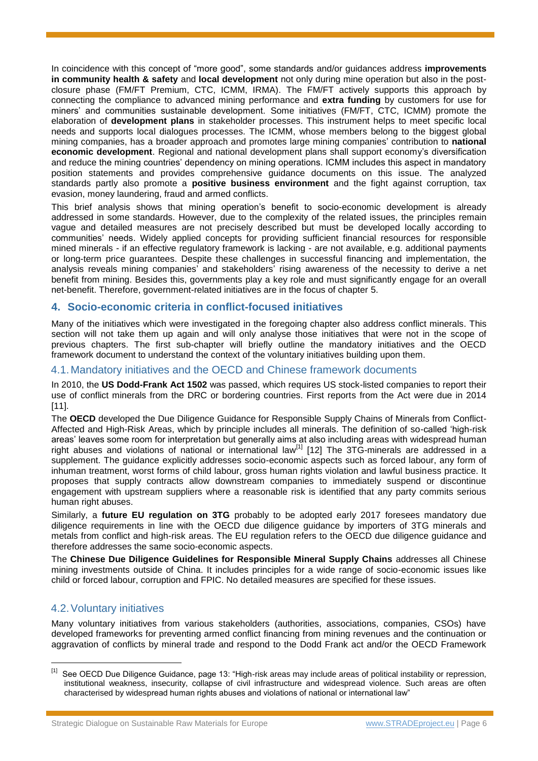In coincidence with this concept of "more good", some standards and/or guidances address **improvements in community health & safety** and **local development** not only during mine operation but also in the post-closure phase (FM/FT Premium, CTC, ICMM, IRMA). The FM/FT actively supports this approach by connecting the compliance to advanced mining performance and **extra funding** by customers for use for miners' and communities sustainable development. Some initiatives (FM/FT, CTC, ICMM) promote the elaboration of **development plans** in stakeholder processes. This instrument helps to meet specific local needs and supports local dialogues processes. The ICMM, whose members belong to the biggest global mining companies, has a broader approach and promotes large mining companies' contribution to **national economic development**. Regional and national development plans shall support economy's diversification and reduce the mining countries' dependency on mining operations. ICMM includes this aspect in mandatory position statements and provides comprehensive guidance documents on this issue. The analyzed standards partly also promote a **positive business environment** and the fight against corruption, tax evasion, money laundering, fraud and armed conflicts.

This brief analysis shows that mining operation's benefit to socio-economic development is already addressed in some standards. However, due to the complexity of the related issues, the principles remain vague and detailed measures are not precisely described but must be developed locally according to communities' needs. Widely applied concepts for providing sufficient financial resources for responsible mined minerals - if an effective regulatory framework is lacking - are not available, e.g. additional payments or long-term price guarantees. Despite these challenges in successful financing and implementation, the analysis reveals mining companies' and stakeholders' rising awareness of the necessity to derive a net benefit from mining. Besides this, governments play a key role and must significantly engage for an overall net-benefit. Therefore, government-related initiatives are in the focus of chapter 5.

## 4. Socio-economic criteria in conflict-focused initiatives

Many of the initiatives which were investigated in the foregoing chapter also address conflict minerals. This section will not take them up again and will only analyse those initiatives that were not in the scope of previous chapters. The first sub-chapter will briefly outline the mandatory initiatives and the OECD framework document to understand the context of the voluntary initiatives building upon them.

### 4.1. Mandatory initiatives and the OECD and Chinese framework documents

In 2010, the **US Dodd-Frank Act 1502** was passed, which requires US stock-listed companies to report their use of conflict minerals from the DRC or bordering countries. First reports from the Act were due in 2014 [11].

The **OECD** developed the Due Diligence Guidance for Responsible Supply Chains of Minerals from Conflict-Affected and High-Risk Areas, which by principle includes all minerals. The definition of so-called 'high-risk areas' leaves some room for interpretation but generally aims at also including areas with widespread human right abuses and violations of national or international law[1] [12] The 3TG-minerals are addressed in a supplement. The guidance explicitly addresses socio-economic aspects such as forced labour, any form of inhuman treatment, worst forms of child labour, gross human rights violation and lawful business practice. It proposes that supply contracts allow downstream companies to immediately suspend or discontinue engagement with upstream suppliers where a reasonable risk is identified that any party commits serious human right abuses.

Similarly, a **future EU regulation on 3TG** probably to be adopted early 2017 foresees mandatory due diligence requirements in line with the OECD due diligence guidance by importers of 3TG minerals and metals from conflict and high-risk areas. The EU regulation refers to the OECD due diligence guidance and therefore addresses the same socio-economic aspects.

The **Chinese Due Diligence Guidelines for Responsible Mineral Supply Chains** addresses all Chinese mining investments outside of China. It includes principles for a wide range of socio-economic issues like child or forced labour, corruption and FPIC. No detailed measures are specified for these issues.

### 4.2. Voluntary initiatives

Many voluntary initiatives from various stakeholders (authorities, associations, companies, CSOs) have developed frameworks for preventing armed conflict financing from mining revenues and the continuation or aggravation of conflicts by mineral trade and respond to the Dodd Frank act and/or the OECD Framework

[1] See OECD Due Diligence Guidance, page 13: "High-risk areas may include areas of political instability or repression, institutional weakness, insecurity, collapse of civil infrastructure and widespread violence. Such areas are often characterised by widespread human rights abuses and violations of national or international law"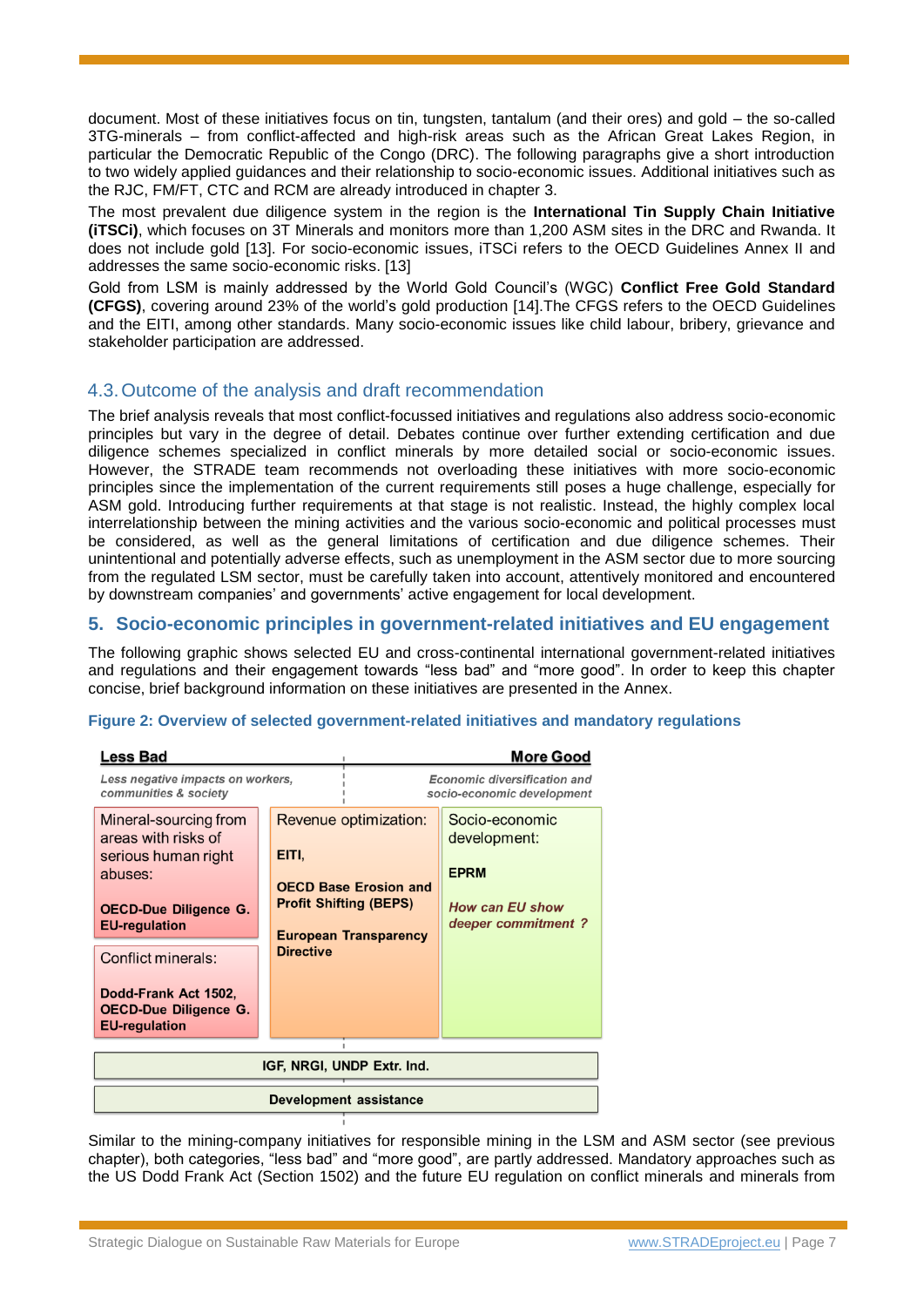document. Most of these initiatives focus on tin, tungsten, tantalum (and their ores) and gold – the so-called 3TG-minerals – from conflict-affected and high-risk areas such as the African Great Lakes Region, in particular the Democratic Republic of the Congo (DRC). The following paragraphs give a short introduction to two widely applied guidances and their relationship to socio-economic issues. Additional initiatives such as the RJC, FM/FT, CTC and RCM are already introduced in chapter 3.

The most prevalent due diligence system in the region is the **International Tin Supply Chain Initiative (iTSCi)**, which focuses on 3T Minerals and monitors more than 1,200 ASM sites in the DRC and Rwanda. It does not include gold [13]. For socio-economic issues, iTSCi refers to the OECD Guidelines Annex II and addresses the same socio-economic risks. [13]

Gold from LSM is mainly addressed by the World Gold Council's (WGC) **Conflict Free Gold Standard (CFGS)**, covering around 23% of the world's gold production [14].The CFGS refers to the OECD Guidelines and the EITI, among other standards. Many socio-economic issues like child labour, bribery, grievance and stakeholder participation are addressed.

### 4.3. Outcome of the analysis and draft recommendation

The brief analysis reveals that most conflict-focussed initiatives and regulations also address socio-economic principles but vary in the degree of detail. Debates continue over further extending certification and due diligence schemes specialized in conflict minerals by more detailed social or socio-economic issues. However, the STRADE team recommends not overloading these initiatives with more socio-economic principles since the implementation of the current requirements still poses a huge challenge, especially for ASM gold. Introducing further requirements at that stage is not realistic. Instead, the highly complex local interrelationship between the mining activities and the various socio-economic and political processes must be considered, as well as the general limitations of certification and due diligence schemes. Their unintentional and potentially adverse effects, such as unemployment in the ASM sector due to more sourcing from the regulated LSM sector, must be carefully taken into account, attentively monitored and encountered by downstream companies' and governments' active engagement for local development.

## 5. Socio-economic principles in government-related initiatives and EU engagement

The following graphic shows selected EU and cross-continental international government-related initiatives and regulations and their engagement towards "less bad" and "more good". In order to keep this chapter concise, brief background information on these initiatives are presented in the Annex.

**Figure 2: Overview of selected government-related initiatives and mandatory regulations**

| **Less Bad** *Less negative impacts on workers, communities & society* | | **More Good** *Economic diversification and socio-economic development* |
|---|---|---|
| Mineral-sourcing from areas with risks of serious human right abuses: **OECD-Due Diligence G. EU-regulation** | Revenue optimization: **EITI, OECD Base Erosion and Profit Shifting (BEPS), European Transparency Directive** | Socio-economic development: **EPRM** *How can EU show deeper commitment ?* |
| Conflict minerals: **Dodd-Frank Act 1502, OECD-Due Diligence G. EU-regulation** | | |
| **IGF, NRGI, UNDP Extr. Ind.** | | |
| **Development assistance** | | |

Similar to the mining-company initiatives for responsible mining in the LSM and ASM sector (see previous chapter), both categories, "less bad" and "more good", are partly addressed. Mandatory approaches such as the US Dodd Frank Act (Section 1502) and the future EU regulation on conflict minerals and minerals from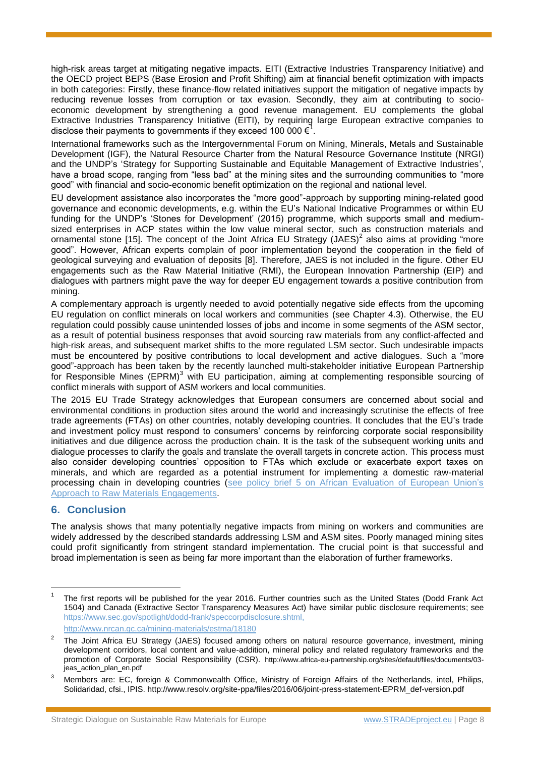high-risk areas target at mitigating negative impacts. EITI (Extractive Industries Transparency Initiative) and the OECD project BEPS (Base Erosion and Profit Shifting) aim at financial benefit optimization with impacts in both categories: Firstly, these finance-flow related initiatives support the mitigation of negative impacts by reducing revenue losses from corruption or tax evasion. Secondly, they aim at contributing to socio-economic development by strengthening a good revenue management. EU complements the global Extractive Industries Transparency Initiative (EITI), by requiring large European extractive companies to disclose their payments to governments if they exceed 100 000 €[1].

International frameworks such as the Intergovernmental Forum on Mining, Minerals, Metals and Sustainable Development (IGF), the Natural Resource Charter from the Natural Resource Governance Institute (NRGI) and the UNDP's 'Strategy for Supporting Sustainable and Equitable Management of Extractive Industries', have a broad scope, ranging from "less bad" at the mining sites and the surrounding communities to "more good" with financial and socio-economic benefit optimization on the regional and national level.

EU development assistance also incorporates the "more good"-approach by supporting mining-related good governance and economic developments, e.g. within the EU's National Indicative Programmes or within EU funding for the UNDP's 'Stones for Development' (2015) programme, which supports small and medium-sized enterprises in ACP states within the low value mineral sector, such as construction materials and ornamental stone [15]. The concept of the Joint Africa EU Strategy (JAES)[2] also aims at providing "more good". However, African experts complain of poor implementation beyond the cooperation in the field of geological surveying and evaluation of deposits [8]. Therefore, JAES is not included in the figure. Other EU engagements such as the Raw Material Initiative (RMI), the European Innovation Partnership (EIP) and dialogues with partners might pave the way for deeper EU engagement towards a positive contribution from mining.

A complementary approach is urgently needed to avoid potentially negative side effects from the upcoming EU regulation on conflict minerals on local workers and communities (see Chapter 4.3). Otherwise, the EU regulation could possibly cause unintended losses of jobs and income in some segments of the ASM sector, as a result of potential business responses that avoid sourcing raw materials from any conflict-affected and high-risk areas, and subsequent market shifts to the more regulated LSM sector. Such undesirable impacts must be encountered by positive contributions to local development and active dialogues. Such a "more good"-approach has been taken by the recently launched multi-stakeholder initiative European Partnership for Responsible Mines (EPRM)[3] with EU participation, aiming at complementing responsible sourcing of conflict minerals with support of ASM workers and local communities.

The 2015 EU Trade Strategy acknowledges that European consumers are concerned about social and environmental conditions in production sites around the world and increasingly scrutinise the effects of free trade agreements (FTAs) on other countries, notably developing countries. It concludes that the EU's trade and investment policy must respond to consumers' concerns by reinforcing corporate social responsibility initiatives and due diligence across the production chain. It is the task of the subsequent working units and dialogue processes to clarify the goals and translate the overall targets in concrete action. This process must also consider developing countries' opposition to FTAs which exclude or exacerbate export taxes on minerals, and which are regarded as a potential instrument for implementing a domestic raw-material processing chain in developing countries (see policy brief 5 on African Evaluation of European Union's Approach to Raw Materials Engagements.

## 6. Conclusion

The analysis shows that many potentially negative impacts from mining on workers and communities are widely addressed by the described standards addressing LSM and ASM sites. Poorly managed mining sites could profit significantly from stringent standard implementation. The crucial point is that successful and broad implementation is seen as being far more important than the elaboration of further frameworks.

---

[1] The first reports will be published for the year 2016. Further countries such as the United States (Dodd Frank Act 1504) and Canada (Extractive Sector Transparency Measures Act) have similar public disclosure requirements; see https://www.sec.gov/spotlight/dodd-frank/speccorpdisclosure.shtml, http://www.nrcan.gc.ca/mining-materials/estma/18180

[2] The Joint Africa EU Strategy (JAES) focused among others on natural resource governance, investment, mining development corridors, local content and value-addition, mineral policy and related regulatory frameworks and the promotion of Corporate Social Responsibility (CSR). http://www.africa-eu-partnership.org/sites/default/files/documents/03-jeas_action_plan_en.pdf

[3] Members are: EC, foreign & Commonwealth Office, Ministry of Foreign Affairs of the Netherlands, intel, Philips, Solidaridad, cfsi., IPIS. http://www.resolv.org/site-ppa/files/2016/06/joint-press-statement-EPRM_def-version.pdf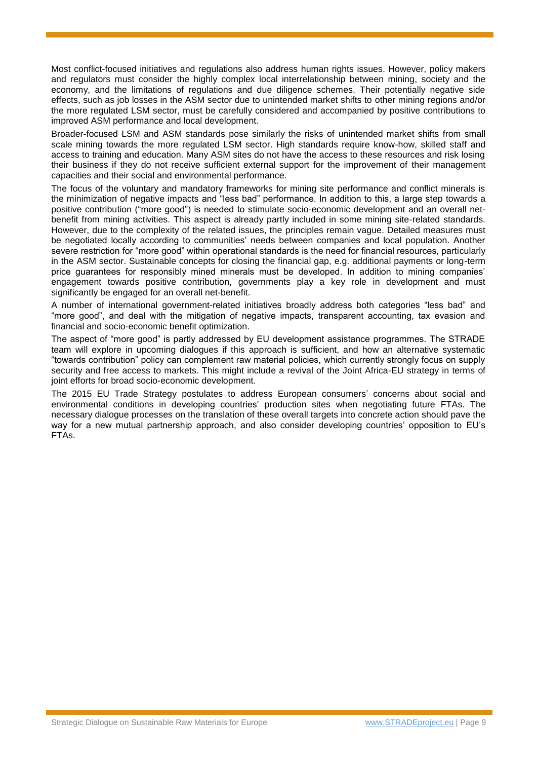Most conflict-focused initiatives and regulations also address human rights issues. However, policy makers and regulators must consider the highly complex local interrelationship between mining, society and the economy, and the limitations of regulations and due diligence schemes. Their potentially negative side effects, such as job losses in the ASM sector due to unintended market shifts to other mining regions and/or the more regulated LSM sector, must be carefully considered and accompanied by positive contributions to improved ASM performance and local development.

Broader-focused LSM and ASM standards pose similarly the risks of unintended market shifts from small scale mining towards the more regulated LSM sector. High standards require know-how, skilled staff and access to training and education. Many ASM sites do not have the access to these resources and risk losing their business if they do not receive sufficient external support for the improvement of their management capacities and their social and environmental performance.

The focus of the voluntary and mandatory frameworks for mining site performance and conflict minerals is the minimization of negative impacts and "less bad" performance. In addition to this, a large step towards a positive contribution ("more good") is needed to stimulate socio-economic development and an overall net-benefit from mining activities. This aspect is already partly included in some mining site-related standards. However, due to the complexity of the related issues, the principles remain vague. Detailed measures must be negotiated locally according to communities' needs between companies and local population. Another severe restriction for "more good" within operational standards is the need for financial resources, particularly in the ASM sector. Sustainable concepts for closing the financial gap, e.g. additional payments or long-term price guarantees for responsibly mined minerals must be developed. In addition to mining companies' engagement towards positive contribution, governments play a key role in development and must significantly be engaged for an overall net-benefit.

A number of international government-related initiatives broadly address both categories "less bad" and "more good", and deal with the mitigation of negative impacts, transparent accounting, tax evasion and financial and socio-economic benefit optimization.

The aspect of "more good" is partly addressed by EU development assistance programmes. The STRADE team will explore in upcoming dialogues if this approach is sufficient, and how an alternative systematic "towards contribution" policy can complement raw material policies, which currently strongly focus on supply security and free access to markets. This might include a revival of the Joint Africa-EU strategy in terms of joint efforts for broad socio-economic development.

The 2015 EU Trade Strategy postulates to address European consumers' concerns about social and environmental conditions in developing countries' production sites when negotiating future FTAs. The necessary dialogue processes on the translation of these overall targets into concrete action should pave the way for a new mutual partnership approach, and also consider developing countries' opposition to EU's FTAs.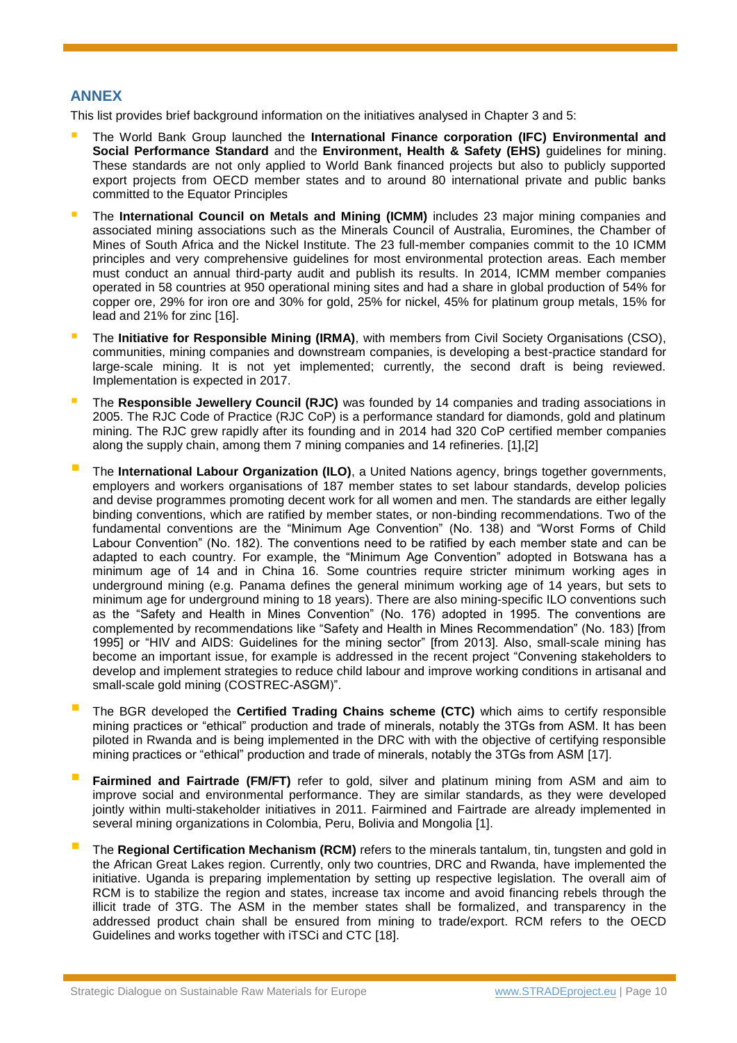## ANNEX

This list provides brief background information on the initiatives analysed in Chapter 3 and 5:

- The World Bank Group launched the **International Finance corporation (IFC) Environmental and Social Performance Standard** and the **Environment, Health & Safety (EHS)** guidelines for mining. These standards are not only applied to World Bank financed projects but also to publicly supported export projects from OECD member states and to around 80 international private and public banks committed to the Equator Principles
- The **International Council on Metals and Mining (ICMM)** includes 23 major mining companies and associated mining associations such as the Minerals Council of Australia, Euromines, the Chamber of Mines of South Africa and the Nickel Institute. The 23 full-member companies commit to the 10 ICMM principles and very comprehensive guidelines for most environmental protection areas. Each member must conduct an annual third-party audit and publish its results. In 2014, ICMM member companies operated in 58 countries at 950 operational mining sites and had a share in global production of 54% for copper ore, 29% for iron ore and 30% for gold, 25% for nickel, 45% for platinum group metals, 15% for lead and 21% for zinc [16].
- The **Initiative for Responsible Mining (IRMA)**, with members from Civil Society Organisations (CSO), communities, mining companies and downstream companies, is developing a best-practice standard for large-scale mining. It is not yet implemented; currently, the second draft is being reviewed. Implementation is expected in 2017.
- The **Responsible Jewellery Council (RJC)** was founded by 14 companies and trading associations in 2005. The RJC Code of Practice (RJC CoP) is a performance standard for diamonds, gold and platinum mining. The RJC grew rapidly after its founding and in 2014 had 320 CoP certified member companies along the supply chain, among them 7 mining companies and 14 refineries. [1],[2]
- The **International Labour Organization (ILO)**, a United Nations agency, brings together governments, employers and workers organisations of 187 member states to set labour standards, develop policies and devise programmes promoting decent work for all women and men. The standards are either legally binding conventions, which are ratified by member states, or non-binding recommendations. Two of the fundamental conventions are the "Minimum Age Convention" (No. 138) and "Worst Forms of Child Labour Convention" (No. 182). The conventions need to be ratified by each member state and can be adapted to each country. For example, the "Minimum Age Convention" adopted in Botswana has a minimum age of 14 and in China 16. Some countries require stricter minimum working ages in underground mining (e.g. Panama defines the general minimum working age of 14 years, but sets to minimum age for underground mining to 18 years). There are also mining-specific ILO conventions such as the "Safety and Health in Mines Convention" (No. 176) adopted in 1995. The conventions are complemented by recommendations like "Safety and Health in Mines Recommendation" (No. 183) [from 1995] or "HIV and AIDS: Guidelines for the mining sector" [from 2013]. Also, small-scale mining has become an important issue, for example is addressed in the recent project "Convening stakeholders to develop and implement strategies to reduce child labour and improve working conditions in artisanal and small-scale gold mining (COSTREC-ASGM)".
- The BGR developed the **Certified Trading Chains scheme (CTC)** which aims to certify responsible mining practices or "ethical" production and trade of minerals, notably the 3TGs from ASM. It has been piloted in Rwanda and is being implemented in the DRC with with the objective of certifying responsible mining practices or "ethical" production and trade of minerals, notably the 3TGs from ASM [17].
- **Fairmined and Fairtrade (FM/FT)** refer to gold, silver and platinum mining from ASM and aim to improve social and environmental performance. They are similar standards, as they were developed jointly within multi-stakeholder initiatives in 2011. Fairmined and Fairtrade are already implemented in several mining organizations in Colombia, Peru, Bolivia and Mongolia [1].
- The **Regional Certification Mechanism (RCM)** refers to the minerals tantalum, tin, tungsten and gold in the African Great Lakes region. Currently, only two countries, DRC and Rwanda, have implemented the initiative. Uganda is preparing implementation by setting up respective legislation. The overall aim of RCM is to stabilize the region and states, increase tax income and avoid financing rebels through the illicit trade of 3TG. The ASM in the member states shall be formalized, and transparency in the addressed product chain shall be ensured from mining to trade/export. RCM refers to the OECD Guidelines and works together with iTSCi and CTC [18].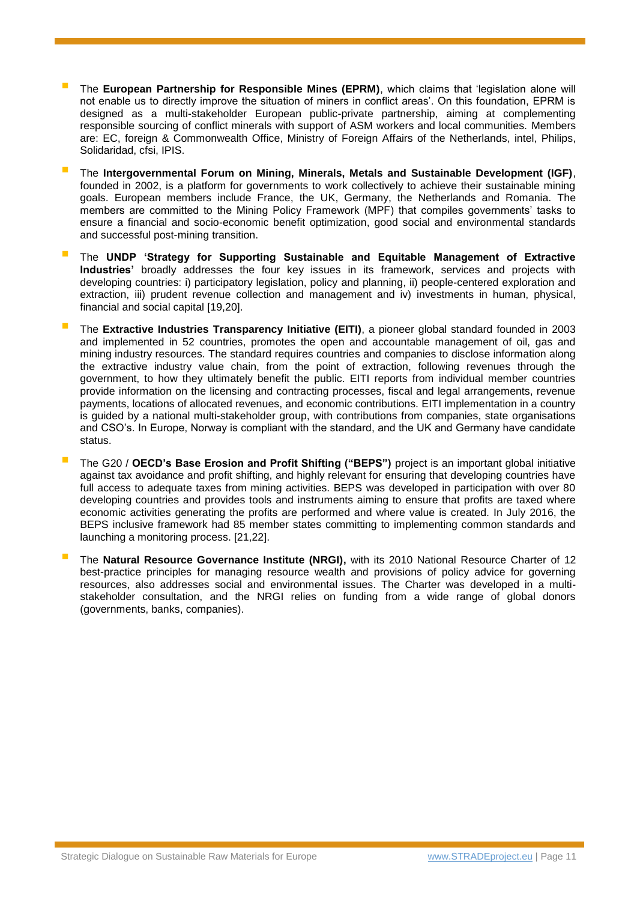- The **European Partnership for Responsible Mines (EPRM)**, which claims that 'legislation alone will not enable us to directly improve the situation of miners in conflict areas'. On this foundation, EPRM is designed as a multi-stakeholder European public-private partnership, aiming at complementing responsible sourcing of conflict minerals with support of ASM workers and local communities. Members are: EC, foreign & Commonwealth Office, Ministry of Foreign Affairs of the Netherlands, intel, Philips, Solidaridad, cfsi, IPIS.
- The **Intergovernmental Forum on Mining, Minerals, Metals and Sustainable Development (IGF)**, founded in 2002, is a platform for governments to work collectively to achieve their sustainable mining goals. European members include France, the UK, Germany, the Netherlands and Romania. The members are committed to the Mining Policy Framework (MPF) that compiles governments' tasks to ensure a financial and socio-economic benefit optimization, good social and environmental standards and successful post-mining transition.
- The **UNDP 'Strategy for Supporting Sustainable and Equitable Management of Extractive Industries'** broadly addresses the four key issues in its framework, services and projects with developing countries: i) participatory legislation, policy and planning, ii) people-centered exploration and extraction, iii) prudent revenue collection and management and iv) investments in human, physical, financial and social capital [19,20].
- The **Extractive Industries Transparency Initiative (EITI)**, a pioneer global standard founded in 2003 and implemented in 52 countries, promotes the open and accountable management of oil, gas and mining industry resources. The standard requires countries and companies to disclose information along the extractive industry value chain, from the point of extraction, following revenues through the government, to how they ultimately benefit the public. EITI reports from individual member countries provide information on the licensing and contracting processes, fiscal and legal arrangements, revenue payments, locations of allocated revenues, and economic contributions. EITI implementation in a country is guided by a national multi-stakeholder group, with contributions from companies, state organisations and CSO's. In Europe, Norway is compliant with the standard, and the UK and Germany have candidate status.
- The G20 / **OECD's Base Erosion and Profit Shifting ("BEPS")** project is an important global initiative against tax avoidance and profit shifting, and highly relevant for ensuring that developing countries have full access to adequate taxes from mining activities. BEPS was developed in participation with over 80 developing countries and provides tools and instruments aiming to ensure that profits are taxed where economic activities generating the profits are performed and where value is created. In July 2016, the BEPS inclusive framework had 85 member states committing to implementing common standards and launching a monitoring process. [21,22].
- The **Natural Resource Governance Institute (NRGI),** with its 2010 National Resource Charter of 12 best-practice principles for managing resource wealth and provisions of policy advice for governing resources, also addresses social and environmental issues. The Charter was developed in a multi-stakeholder consultation, and the NRGI relies on funding from a wide range of global donors (governments, banks, companies).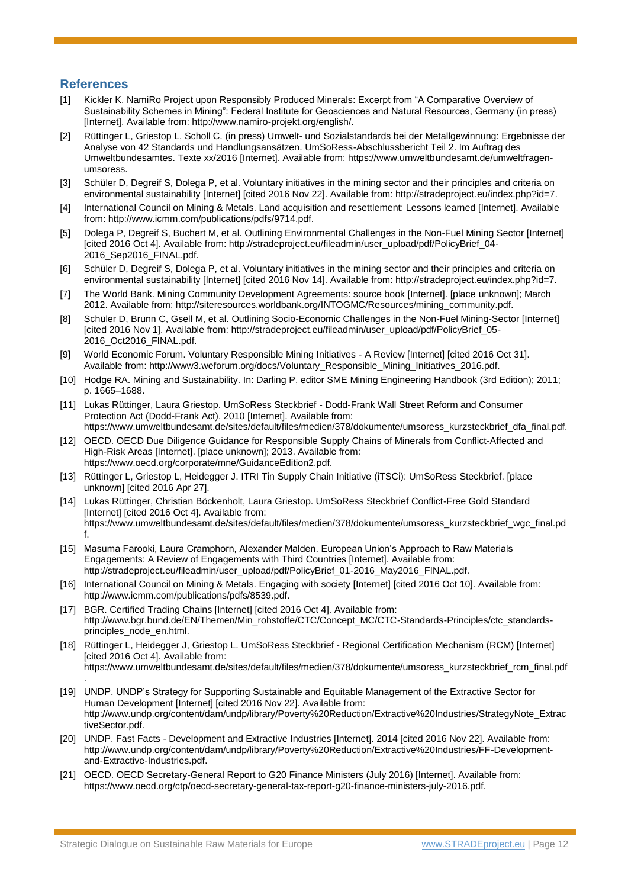## References

[1] Kickler K. NamiRo Project upon Responsibly Produced Minerals: Excerpt from “A Comparative Overview of Sustainability Schemes in Mining”: Federal Institute for Geosciences and Natural Resources, Germany (in press) [Internet]. Available from: http://www.namiro-projekt.org/english/.

[2] Rüttinger L, Griestop L, Scholl C. (in press) Umwelt- und Sozialstandards bei der Metallgewinnung: Ergebnisse der Analyse von 42 Standards und Handlungsansätzen. UmSoRess-Abschlussbericht Teil 2. Im Auftrag des Umweltbundesamtes. Texte xx/2016 [Internet]. Available from: https://www.umweltbundesamt.de/umweltfragen-umsoress.

[3] Schüler D, Degreif S, Dolega P, et al. Voluntary initiatives in the mining sector and their principles and criteria on environmental sustainability [Internet] [cited 2016 Nov 22]. Available from: http://stradeproject.eu/index.php?id=7.

[4] International Council on Mining & Metals. Land acquisition and resettlement: Lessons learned [Internet]. Available from: http://www.icmm.com/publications/pdfs/9714.pdf.

[5] Dolega P, Degreif S, Buchert M, et al. Outlining Environmental Challenges in the Non-Fuel Mining Sector [Internet] [cited 2016 Oct 4]. Available from: http://stradeproject.eu/fileadmin/user_upload/pdf/PolicyBrief_04-2016_Sep2016_FINAL.pdf.

[6] Schüler D, Degreif S, Dolega P, et al. Voluntary initiatives in the mining sector and their principles and criteria on environmental sustainability [Internet] [cited 2016 Nov 14]. Available from: http://stradeproject.eu/index.php?id=7.

[7] The World Bank. Mining Community Development Agreements: source book [Internet]. [place unknown]; March 2012. Available from: http://siteresources.worldbank.org/INTOGMC/Resources/mining_community.pdf.

[8] Schüler D, Brunn C, Gsell M, et al. Outlining Socio-Economic Challenges in the Non-Fuel Mining-Sector [Internet] [cited 2016 Nov 1]. Available from: http://stradeproject.eu/fileadmin/user_upload/pdf/PolicyBrief_05-2016_Oct2016_FINAL.pdf.

[9] World Economic Forum. Voluntary Responsible Mining Initiatives - A Review [Internet] [cited 2016 Oct 31]. Available from: http://www3.weforum.org/docs/Voluntary_Responsible_Mining_Initiatives_2016.pdf.

[10] Hodge RA. Mining and Sustainability. In: Darling P, editor SME Mining Engineering Handbook (3rd Edition); 2011; p. 1665–1688.

[11] Lukas Rüttinger, Laura Griestop. UmSoRess Steckbrief - Dodd-Frank Wall Street Reform and Consumer Protection Act (Dodd-Frank Act), 2010 [Internet]. Available from: https://www.umweltbundesamt.de/sites/default/files/medien/378/dokumente/umsoress_kurzsteckbrief_dfa_final.pdf.

[12] OECD. OECD Due Diligence Guidance for Responsible Supply Chains of Minerals from Conflict-Affected and High-Risk Areas [Internet]. [place unknown]; 2013. Available from: https://www.oecd.org/corporate/mne/GuidanceEdition2.pdf.

[13] Rüttinger L, Griestop L, Heidegger J. ITRI Tin Supply Chain Initiative (iTSCi): UmSoRess Steckbrief. [place unknown] [cited 2016 Apr 27].

[14] Lukas Rüttinger, Christian Böckenholt, Laura Griestop. UmSoRess Steckbrief Conflict-Free Gold Standard [Internet] [cited 2016 Oct 4]. Available from: https://www.umweltbundesamt.de/sites/default/files/medien/378/dokumente/umsoress_kurzsteckbrief_wgc_final.pdf.

[15] Masuma Farooki, Laura Cramphorn, Alexander Malden. European Union’s Approach to Raw Materials Engagements: A Review of Engagements with Third Countries [Internet]. Available from: http://stradeproject.eu/fileadmin/user_upload/pdf/PolicyBrief_01-2016_May2016_FINAL.pdf.

[16] International Council on Mining & Metals. Engaging with society [Internet] [cited 2016 Oct 10]. Available from: http://www.icmm.com/publications/pdfs/8539.pdf.

[17] BGR. Certified Trading Chains [Internet] [cited 2016 Oct 4]. Available from: http://www.bgr.bund.de/EN/Themen/Min_rohstoffe/CTC/Concept_MC/CTC-Standards-Principles/ctc_standards-principles_node_en.html.

[18] Rüttinger L, Heidegger J, Griestop L. UmSoRess Steckbrief - Regional Certification Mechanism (RCM) [Internet] [cited 2016 Oct 4]. Available from: https://www.umweltbundesamt.de/sites/default/files/medien/378/dokumente/umsoress_kurzsteckbrief_rcm_final.pdf.

[19] UNDP. UNDP’s Strategy for Supporting Sustainable and Equitable Management of the Extractive Sector for Human Development [Internet] [cited 2016 Nov 22]. Available from: http://www.undp.org/content/dam/undp/library/Poverty%20Reduction/Extractive%20Industries/StrategyNote_ExtractiveSector.pdf.

[20] UNDP. Fast Facts - Development and Extractive Industries [Internet]. 2014 [cited 2016 Nov 22]. Available from: http://www.undp.org/content/dam/undp/library/Poverty%20Reduction/Extractive%20Industries/FF-Development-and-Extractive-Industries.pdf.

[21] OECD. OECD Secretary-General Report to G20 Finance Ministers (July 2016) [Internet]. Available from: https://www.oecd.org/ctp/oecd-secretary-general-tax-report-g20-finance-ministers-july-2016.pdf.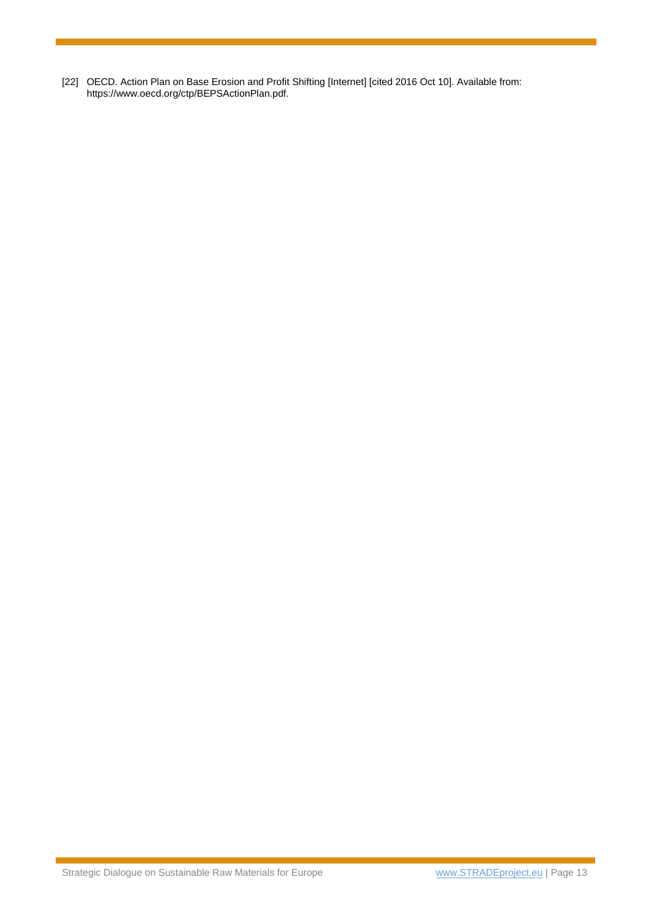[22] OECD. Action Plan on Base Erosion and Profit Shifting [Internet] [cited 2016 Oct 10]. Available from: https://www.oecd.org/ctp/BEPSActionPlan.pdf.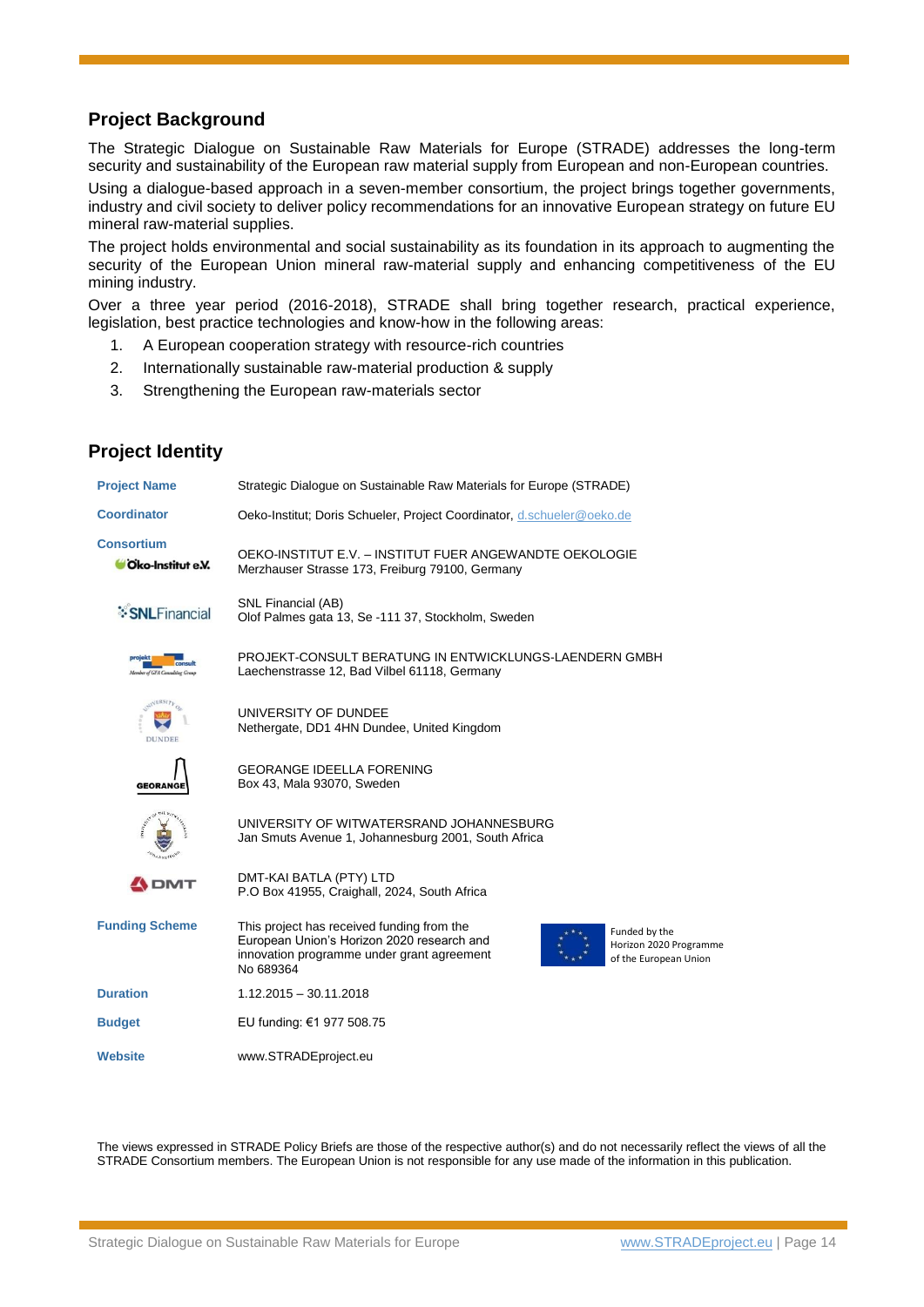## Project Background

The Strategic Dialogue on Sustainable Raw Materials for Europe (STRADE) addresses the long-term security and sustainability of the European raw material supply from European and non-European countries.

Using a dialogue-based approach in a seven-member consortium, the project brings together governments, industry and civil society to deliver policy recommendations for an innovative European strategy on future EU mineral raw-material supplies.

The project holds environmental and social sustainability as its foundation in its approach to augmenting the security of the European Union mineral raw-material supply and enhancing competitiveness of the EU mining industry.

Over a three year period (2016-2018), STRADE shall bring together research, practical experience, legislation, best practice technologies and know-how in the following areas:

1. A European cooperation strategy with resource-rich countries
2. Internationally sustainable raw-material production & supply
3. Strengthening the European raw-materials sector

## Project Identity

| | |
|---|---|
| **Project Name** | Strategic Dialogue on Sustainable Raw Materials for Europe (STRADE) |
| **Coordinator** | Oeko-Institut; Doris Schueler, Project Coordinator, d.schueler@oeko.de |
| **Consortium** Öko-Institut e.V. | OEKO-INSTITUT E.V. – INSTITUT FUER ANGEWANDTE OEKOLOGIE<br>Merzhauser Strasse 173, Freiburg 79100, Germany |
| SNLFinancial | SNL Financial (AB)<br>Olof Palmes gata 13, Se -111 37, Stockholm, Sweden |
| projekt consult | PROJEKT-CONSULT BERATUNG IN ENTWICKLUNGS-LAENDERN GMBH<br>Laechenstrasse 12, Bad Vilbel 61118, Germany |
| University of Dundee | UNIVERSITY OF DUNDEE<br>Nethergate, DD1 4HN Dundee, United Kingdom |
| GEORANGE | GEORANGE IDEELLA FORENING<br>Box 43, Mala 93070, Sweden |
| University of the Witwatersrand | UNIVERSITY OF WITWATERSRAND JOHANNESBURG<br>Jan Smuts Avenue 1, Johannesburg 2001, South Africa |
| DMT | DMT-KAI BATLA (PTY) LTD<br>P.O Box 41955, Craighall, 2024, South Africa |
| **Funding Scheme** | This project has received funding from the European Union's Horizon 2020 research and innovation programme under grant agreement No 689364<br>Funded by the Horizon 2020 Programme of the European Union |
| **Duration** | 1.12.2015 – 30.11.2018 |
| **Budget** | EU funding: €1 977 508.75 |
| **Website** | www.STRADEproject.eu |

The views expressed in STRADE Policy Briefs are those of the respective author(s) and do not necessarily reflect the views of all the STRADE Consortium members. The European Union is not responsible for any use made of the information in this publication.